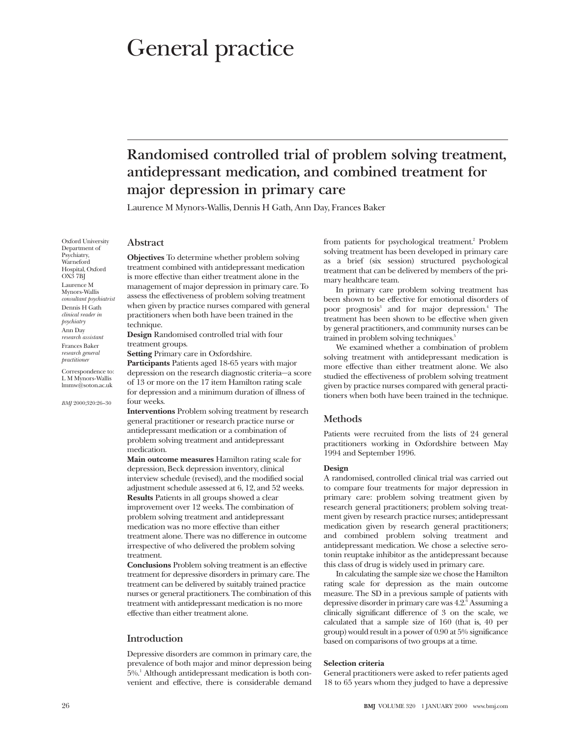# General practice

## Randomised controlled trial of problem solving treatment, antidepressant medication, and combined treatment for major depression in primary care

Laurence M Mynors-Wallis, Dennis H Gath, Ann Day, Frances Baker

Oxford University Department of Psychiatry, Warneford Hospital, Oxford OX3 7BJ

Laurence M Mynors-Wallis *consultant psychiatrist*

Dennis H Gath *clinical reader in psychiatry*

Ann Day *research assistant*

Frances Baker *research general practitioner*

Correspondence to: L M Mynors-Wallis lmmw@soton.ac.uk

*BMJ* 2000;320:26–30

### Abstract

**Objectives** To determine whether problem solving treatment combined with antidepressant medication is more effective than either treatment alone in the management of major depression in primary care. To assess the effectiveness of problem solving treatment when given by practice nurses compared with general practitioners when both have been trained in the technique.

**Design** Randomised controlled trial with four treatment groups.

**Setting** Primary care in Oxfordshire.

**Participants** Patients aged 18-65 years with major depression on the research diagnostic criteria—a score of 13 or more on the 17 item Hamilton rating scale for depression and a minimum duration of illness of four weeks.

**Interventions** Problem solving treatment by research general practitioner or research practice nurse or antidepressant medication or a combination of problem solving treatment and antidepressant medication.

**Main outcome measures** Hamilton rating scale for depression, Beck depression inventory, clinical interview schedule (revised), and the modified social adjustment schedule assessed at 6, 12, and 52 weeks.

**Results** Patients in all groups showed a clear improvement over 12 weeks. The combination of problem solving treatment and antidepressant medication was no more effective than either treatment alone. There was no difference in outcome irrespective of who delivered the problem solving treatment.

**Conclusions** Problem solving treatment is an effective treatment for depressive disorders in primary care. The treatment can be delivered by suitably trained practice nurses or general practitioners. The combination of this treatment with antidepressant medication is no more effective than either treatment alone.

### Introduction

Depressive disorders are common in primary care, the prevalence of both major and minor depression being 5%.[1] Although antidepressant medication is both convenient and effective, there is considerable demand from patients for psychological treatment.[2] Problem solving treatment has been developed in primary care as a brief (six session) structured psychological treatment that can be delivered by members of the primary healthcare team.

In primary care problem solving treatment has been shown to be effective for emotional disorders of poor prognosis[3] and for major depression.[4] The treatment has been shown to be effective when given by general practitioners, and community nurses can be trained in problem solving techniques.[5]

We examined whether a combination of problem solving treatment with antidepressant medication is more effective than either treatment alone. We also studied the effectiveness of problem solving treatment given by practice nurses compared with general practitioners when both have been trained in the technique.

### Methods

Patients were recruited from the lists of 24 general practitioners working in Oxfordshire between May 1994 and September 1996.

#### Design

A randomised, controlled clinical trial was carried out to compare four treatments for major depression in primary care: problem solving treatment given by research general practitioners; problem solving treatment given by research practice nurses; antidepressant medication given by research general practitioners; and combined problem solving treatment and antidepressant medication. We chose a selective serotonin reuptake inhibitor as the antidepressant because this class of drug is widely used in primary care.

In calculating the sample size we chose the Hamilton rating scale for depression as the main outcome measure. The SD in a previous sample of patients with depressive disorder in primary care was 4.2.[6] Assuming a clinically significant difference of 3 on the scale, we calculated that a sample size of 160 (that is, 40 per group) would result in a power of 0.90 at 5% significance based on comparisons of two groups at a time.

#### Selection criteria

General practitioners were asked to refer patients aged 18 to 65 years whom they judged to have a depressive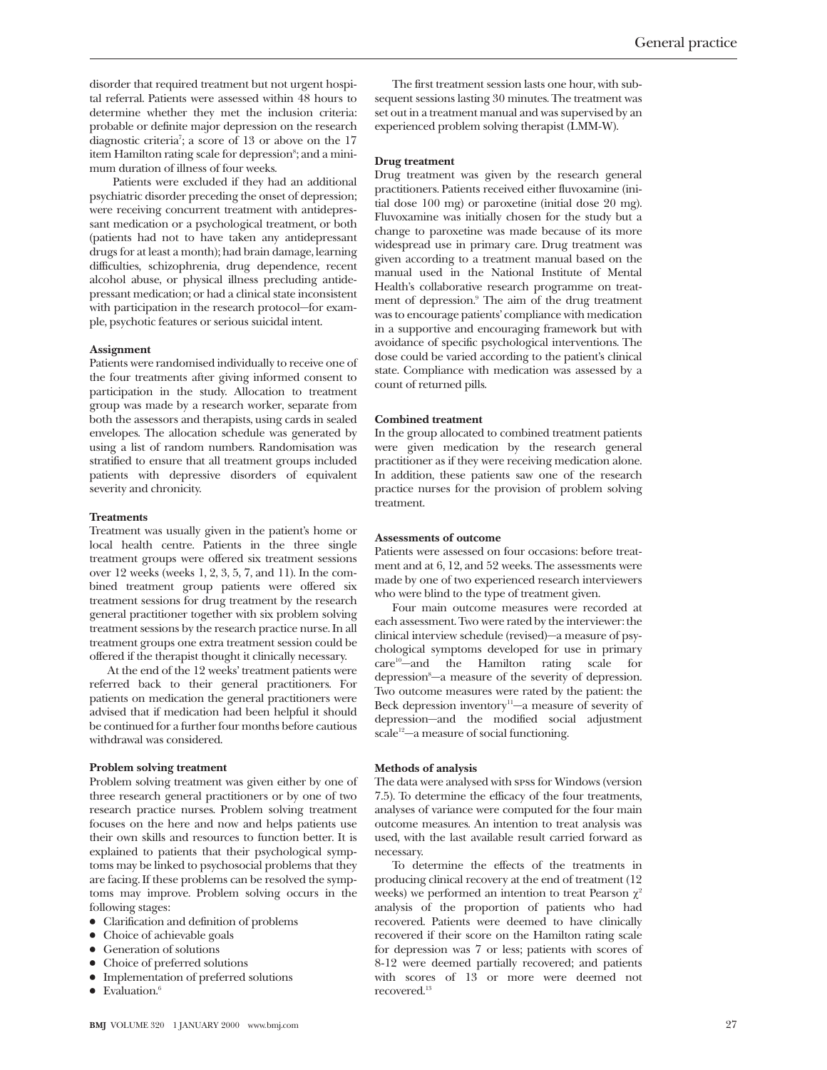disorder that required treatment but not urgent hospital referral. Patients were assessed within 48 hours to determine whether they met the inclusion criteria: probable or definite major depression on the research diagnostic criteria[7]; a score of 13 or above on the 17 item Hamilton rating scale for depression[8]; and a minimum duration of illness of four weeks.

Patients were excluded if they had an additional psychiatric disorder preceding the onset of depression; were receiving concurrent treatment with antidepressant medication or a psychological treatment, or both (patients had not to have taken any antidepressant drugs for at least a month); had brain damage, learning difficulties, schizophrenia, drug dependence, recent alcohol abuse, or physical illness precluding antidepressant medication; or had a clinical state inconsistent with participation in the research protocol—for example, psychotic features or serious suicidal intent.

### Assignment

Patients were randomised individually to receive one of the four treatments after giving informed consent to participation in the study. Allocation to treatment group was made by a research worker, separate from both the assessors and therapists, using cards in sealed envelopes. The allocation schedule was generated by using a list of random numbers. Randomisation was stratified to ensure that all treatment groups included patients with depressive disorders of equivalent severity and chronicity.

### Treatments

Treatment was usually given in the patient's home or local health centre. Patients in the three single treatment groups were offered six treatment sessions over 12 weeks (weeks 1, 2, 3, 5, 7, and 11). In the combined treatment group patients were offered six treatment sessions for drug treatment by the research general practitioner together with six problem solving treatment sessions by the research practice nurse. In all treatment groups one extra treatment session could be offered if the therapist thought it clinically necessary.

At the end of the 12 weeks' treatment patients were referred back to their general practitioners. For patients on medication the general practitioners were advised that if medication had been helpful it should be continued for a further four months before cautious withdrawal was considered.

### Problem solving treatment

Problem solving treatment was given either by one of three research general practitioners or by one of two research practice nurses. Problem solving treatment focuses on the here and now and helps patients use their own skills and resources to function better. It is explained to patients that their psychological symptoms may be linked to psychosocial problems that they are facing. If these problems can be resolved the symptoms may improve. Problem solving occurs in the following stages:

- Clarification and definition of problems
- Choice of achievable goals
- Generation of solutions
- Choice of preferred solutions
- Implementation of preferred solutions
- Evaluation.[6]

The first treatment session lasts one hour, with subsequent sessions lasting 30 minutes. The treatment was set out in a treatment manual and was supervised by an experienced problem solving therapist (LMM-W).

### Drug treatment

Drug treatment was given by the research general practitioners. Patients received either fluvoxamine (initial dose 100 mg) or paroxetine (initial dose 20 mg). Fluvoxamine was initially chosen for the study but a change to paroxetine was made because of its more widespread use in primary care. Drug treatment was given according to a treatment manual based on the manual used in the National Institute of Mental Health's collaborative research programme on treatment of depression.[9] The aim of the drug treatment was to encourage patients' compliance with medication in a supportive and encouraging framework but with avoidance of specific psychological interventions. The dose could be varied according to the patient's clinical state. Compliance with medication was assessed by a count of returned pills.

### Combined treatment

In the group allocated to combined treatment patients were given medication by the research general practitioner as if they were receiving medication alone. In addition, these patients saw one of the research practice nurses for the provision of problem solving treatment.

### Assessments of outcome

Patients were assessed on four occasions: before treatment and at 6, 12, and 52 weeks. The assessments were made by one of two experienced research interviewers who were blind to the type of treatment given.

Four main outcome measures were recorded at each assessment. Two were rated by the interviewer: the clinical interview schedule (revised)—a measure of psychological symptoms developed for use in primary care[10]—and the Hamilton rating scale for depression[8]—a measure of the severity of depression. Two outcome measures were rated by the patient: the Beck depression inventory[11]—a measure of severity of depression—and the modified social adjustment scale[12]—a measure of social functioning.

### Methods of analysis

The data were analysed with SPSS for Windows (version 7.5). To determine the efficacy of the four treatments, analyses of variance were computed for the four main outcome measures. An intention to treat analysis was used, with the last available result carried forward as necessary.

To determine the effects of the treatments in producing clinical recovery at the end of treatment (12 weeks) we performed an intention to treat Pearson $\chi^2$ analysis of the proportion of patients who had recovered. Patients were deemed to have clinically recovered if their score on the Hamilton rating scale for depression was 7 or less; patients with scores of 8-12 were deemed partially recovered; and patients with scores of 13 or more were deemed not recovered.[13]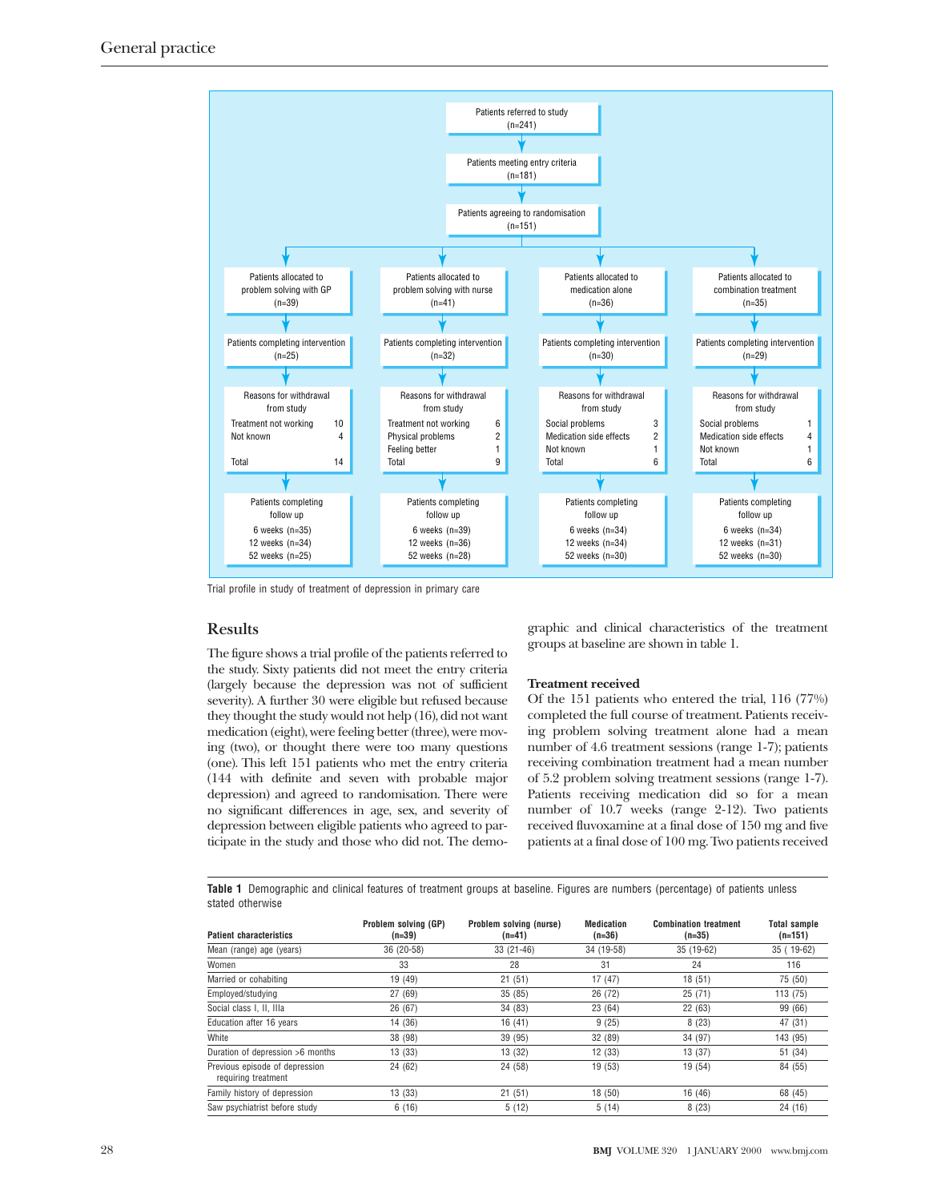Patients referred to study (n=241)

Patients meeting entry criteria (n=181)

Patients agreeing to randomisation (n=151)

| | Problem solving with GP | Problem solving with nurse | Medication alone | Combination treatment |
|---|---|---|---|---|
| Patients allocated to | (n=39) | (n=41) | (n=36) | (n=35) |
| Patients completing intervention | (n=25) | (n=32) | (n=30) | (n=29) |
| Reasons for withdrawal from study | Treatment not working 10; Not known 4; Total 14 | Treatment not working 6; Physical problems 2; Feeling better 1; Total 9 | Social problems 3; Medication side effects 2; Not known 1; Total 6 | Social problems 1; Medication side effects 4; Not known 1; Total 6 |
| Patients completing follow up | 6 weeks (n=35); 12 weeks (n=34); 52 weeks (n=25) | 6 weeks (n=39); 12 weeks (n=36); 52 weeks (n=28) | 6 weeks (n=34); 12 weeks (n=34); 52 weeks (n=30) | 6 weeks (n=34); 12 weeks (n=31); 52 weeks (n=30) |

Trial profile in study of treatment of depression in primary care

## Results

The figure shows a trial profile of the patients referred to the study. Sixty patients did not meet the entry criteria (largely because the depression was not of sufficient severity). A further 30 were eligible but refused because they thought the study would not help (16), did not want medication (eight), were feeling better (three), were moving (two), or thought there were too many questions (one). This left 151 patients who met the entry criteria (144 with definite and seven with probable major depression) and agreed to randomisation. There were no significant differences in age, sex, and severity of depression between eligible patients who agreed to participate in the study and those who did not. The demographic and clinical characteristics of the treatment groups at baseline are shown in table 1.

### Treatment received

Of the 151 patients who entered the trial, 116 (77%) completed the full course of treatment. Patients receiving problem solving treatment alone had a mean number of 4.6 treatment sessions (range 1-7); patients receiving combination treatment had a mean number of 5.2 problem solving treatment sessions (range 1-7). Patients receiving medication did so for a mean number of 10.7 weeks (range 2-12). Two patients received fluvoxamine at a final dose of 150 mg and five patients at a final dose of 100 mg. Two patients received

**Table 1** Demographic and clinical features of treatment groups at baseline. Figures are numbers (percentage) of patients unless stated otherwise

| Patient characteristics | Problem solving (GP) (n=39) | Problem solving (nurse) (n=41) | Medication (n=36) | Combination treatment (n=35) | Total sample (n=151) |
|---|---|---|---|---|---|
| Mean (range) age (years) | 36 (20-58) | 33 (21-46) | 34 (19-58) | 35 (19-62) | 35 ( 19-62) |
| Women | 33 | 28 | 31 | 24 | 116 |
| Married or cohabiting | 19 (49) | 21 (51) | 17 (47) | 18 (51) | 75 (50) |
| Employed/studying | 27 (69) | 35 (85) | 26 (72) | 25 (71) | 113 (75) |
| Social class I, II, IIIa | 26 (67) | 34 (83) | 23 (64) | 22 (63) | 99 (66) |
| Education after 16 years | 14 (36) | 16 (41) | 9 (25) | 8 (23) | 47 (31) |
| White | 38 (98) | 39 (95) | 32 (89) | 34 (97) | 143 (95) |
| Duration of depression >6 months | 13 (33) | 13 (32) | 12 (33) | 13 (37) | 51 (34) |
| Previous episode of depression requiring treatment | 24 (62) | 24 (58) | 19 (53) | 19 (54) | 84 (55) |
| Family history of depression | 13 (33) | 21 (51) | 18 (50) | 16 (46) | 68 (45) |
| Saw psychiatrist before study | 6 (16) | 5 (12) | 5 (14) | 8 (23) | 24 (16) |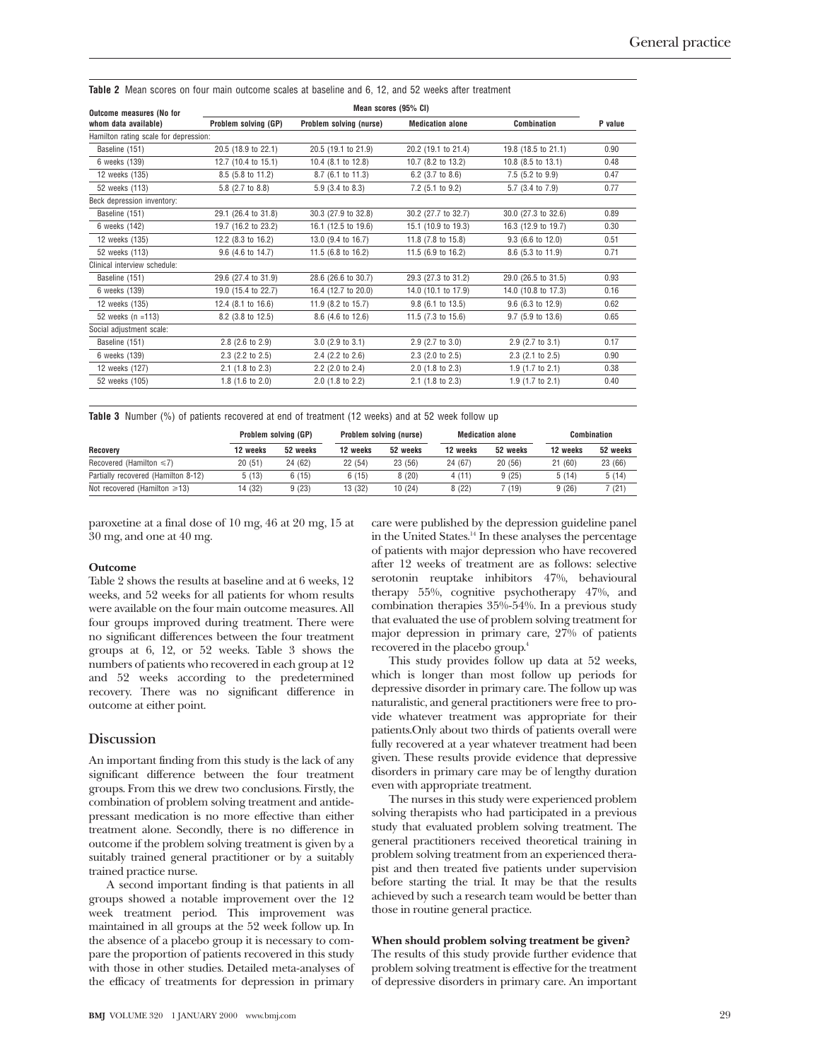**Table 2** Mean scores on four main outcome scales at baseline and 6, 12, and 52 weeks after treatment

| Outcome measures (No for whom data available) | Mean scores (95% CI) | | | | P value |
|---|---|---|---|---|---|
| | Problem solving (GP) | Problem solving (nurse) | Medication alone | Combination | |
| Hamilton rating scale for depression: | | | | | |
| Baseline (151) | 20.5 (18.9 to 22.1) | 20.5 (19.1 to 21.9) | 20.2 (19.1 to 21.4) | 19.8 (18.5 to 21.1) | 0.90 |
| 6 weeks (139) | 12.7 (10.4 to 15.1) | 10.4 (8.1 to 12.8) | 10.7 (8.2 to 13.2) | 10.8 (8.5 to 13.1) | 0.48 |
| 12 weeks (135) | 8.5 (5.8 to 11.2) | 8.7 (6.1 to 11.3) | 6.2 (3.7 to 8.6) | 7.5 (5.2 to 9.9) | 0.47 |
| 52 weeks (113) | 5.8 (2.7 to 8.8) | 5.9 (3.4 to 8.3) | 7.2 (5.1 to 9.2) | 5.7 (3.4 to 7.9) | 0.77 |
| Beck depression inventory: | | | | | |
| Baseline (151) | 29.1 (26.4 to 31.8) | 30.3 (27.9 to 32.8) | 30.2 (27.7 to 32.7) | 30.0 (27.3 to 32.6) | 0.89 |
| 6 weeks (142) | 19.7 (16.2 to 23.2) | 16.1 (12.5 to 19.6) | 15.1 (10.9 to 19.3) | 16.3 (12.9 to 19.7) | 0.30 |
| 12 weeks (135) | 12.2 (8.3 to 16.2) | 13.0 (9.4 to 16.7) | 11.8 (7.8 to 15.8) | 9.3 (6.6 to 12.0) | 0.51 |
| 52 weeks (113) | 9.6 (4.6 to 14.7) | 11.5 (6.8 to 16.2) | 11.5 (6.9 to 16.2) | 8.6 (5.3 to 11.9) | 0.71 |
| Clinical interview schedule: | | | | | |
| Baseline (151) | 29.6 (27.4 to 31.9) | 28.6 (26.6 to 30.7) | 29.3 (27.3 to 31.2) | 29.0 (26.5 to 31.5) | 0.93 |
| 6 weeks (139) | 19.0 (15.4 to 22.7) | 16.4 (12.7 to 20.0) | 14.0 (10.1 to 17.9) | 14.0 (10.8 to 17.3) | 0.16 |
| 12 weeks (135) | 12.4 (8.1 to 16.6) | 11.9 (8.2 to 15.7) | 9.8 (6.1 to 13.5) | 9.6 (6.3 to 12.9) | 0.62 |
| 52 weeks (n =113) | 8.2 (3.8 to 12.5) | 8.6 (4.6 to 12.6) | 11.5 (7.3 to 15.6) | 9.7 (5.9 to 13.6) | 0.65 |
| Social adjustment scale: | | | | | |
| Baseline (151) | 2.8 (2.6 to 2.9) | 3.0 (2.9 to 3.1) | 2.9 (2.7 to 3.0) | 2.9 (2.7 to 3.1) | 0.17 |
| 6 weeks (139) | 2.3 (2.2 to 2.5) | 2.4 (2.2 to 2.6) | 2.3 (2.0 to 2.5) | 2.3 (2.1 to 2.5) | 0.90 |
| 12 weeks (127) | 2.1 (1.8 to 2.3) | 2.2 (2.0 to 2.4) | 2.0 (1.8 to 2.3) | 1.9 (1.7 to 2.1) | 0.38 |
| 52 weeks (105) | 1.8 (1.6 to 2.0) | 2.0 (1.8 to 2.2) | 2.1 (1.8 to 2.3) | 1.9 (1.7 to 2.1) | 0.40 |

**Table 3** Number (%) of patients recovered at end of treatment (12 weeks) and at 52 week follow up

| Recovery | Problem solving (GP) | | Problem solving (nurse) | | Medication alone | | Combination | |
|---|---|---|---|---|---|---|---|---|
| | 12 weeks | 52 weeks | 12 weeks | 52 weeks | 12 weeks | 52 weeks | 12 weeks | 52 weeks |
| Recovered (Hamilton ≤7) | 20 (51) | 24 (62) | 22 (54) | 23 (56) | 24 (67) | 20 (56) | 21 (60) | 23 (66) |
| Partially recovered (Hamilton 8-12) | 5 (13) | 6 (15) | 6 (15) | 8 (20) | 4 (11) | 9 (25) | 5 (14) | 5 (14) |
| Not recovered (Hamilton ≥13) | 14 (32) | 9 (23) | 13 (32) | 10 (24) | 8 (22) | 7 (19) | 9 (26) | 7 (21) |

paroxetine at a final dose of 10 mg, 46 at 20 mg, 15 at 30 mg, and one at 40 mg.

#### Outcome

Table 2 shows the results at baseline and at 6 weeks, 12 weeks, and 52 weeks for all patients for whom results were available on the four main outcome measures. All four groups improved during treatment. There were no significant differences between the four treatment groups at 6, 12, or 52 weeks. Table 3 shows the numbers of patients who recovered in each group at 12 and 52 weeks according to the predetermined recovery. There was no significant difference in outcome at either point.

## Discussion

An important finding from this study is the lack of any significant difference between the four treatment groups. From this we drew two conclusions. Firstly, the combination of problem solving treatment and antidepressant medication is no more effective than either treatment alone. Secondly, there is no difference in outcome if the problem solving treatment is given by a suitably trained general practitioner or by a suitably trained practice nurse.

A second important finding is that patients in all groups showed a notable improvement over the 12 week treatment period. This improvement was maintained in all groups at the 52 week follow up. In the absence of a placebo group it is necessary to compare the proportion of patients recovered in this study with those in other studies. Detailed meta-analyses of the efficacy of treatments for depression in primary care were published by the depression guideline panel in the United States.[14] In these analyses the percentage of patients with major depression who have recovered after 12 weeks of treatment are as follows: selective serotonin reuptake inhibitors 47%, behavioural therapy 55%, cognitive psychotherapy 47%, and combination therapies 35%-54%. In a previous study that evaluated the use of problem solving treatment for major depression in primary care, 27% of patients recovered in the placebo group.[4]

This study provides follow up data at 52 weeks, which is longer than most follow up periods for depressive disorder in primary care. The follow up was naturalistic, and general practitioners were free to provide whatever treatment was appropriate for their patients.Only about two thirds of patients overall were fully recovered at a year whatever treatment had been given. These results provide evidence that depressive disorders in primary care may be of lengthy duration even with appropriate treatment.

The nurses in this study were experienced problem solving therapists who had participated in a previous study that evaluated problem solving treatment. The general practitioners received theoretical training in problem solving treatment from an experienced therapist and then treated five patients under supervision before starting the trial. It may be that the results achieved by such a research team would be better than those in routine general practice.

#### When should problem solving treatment be given?

The results of this study provide further evidence that problem solving treatment is effective for the treatment of depressive disorders in primary care. An important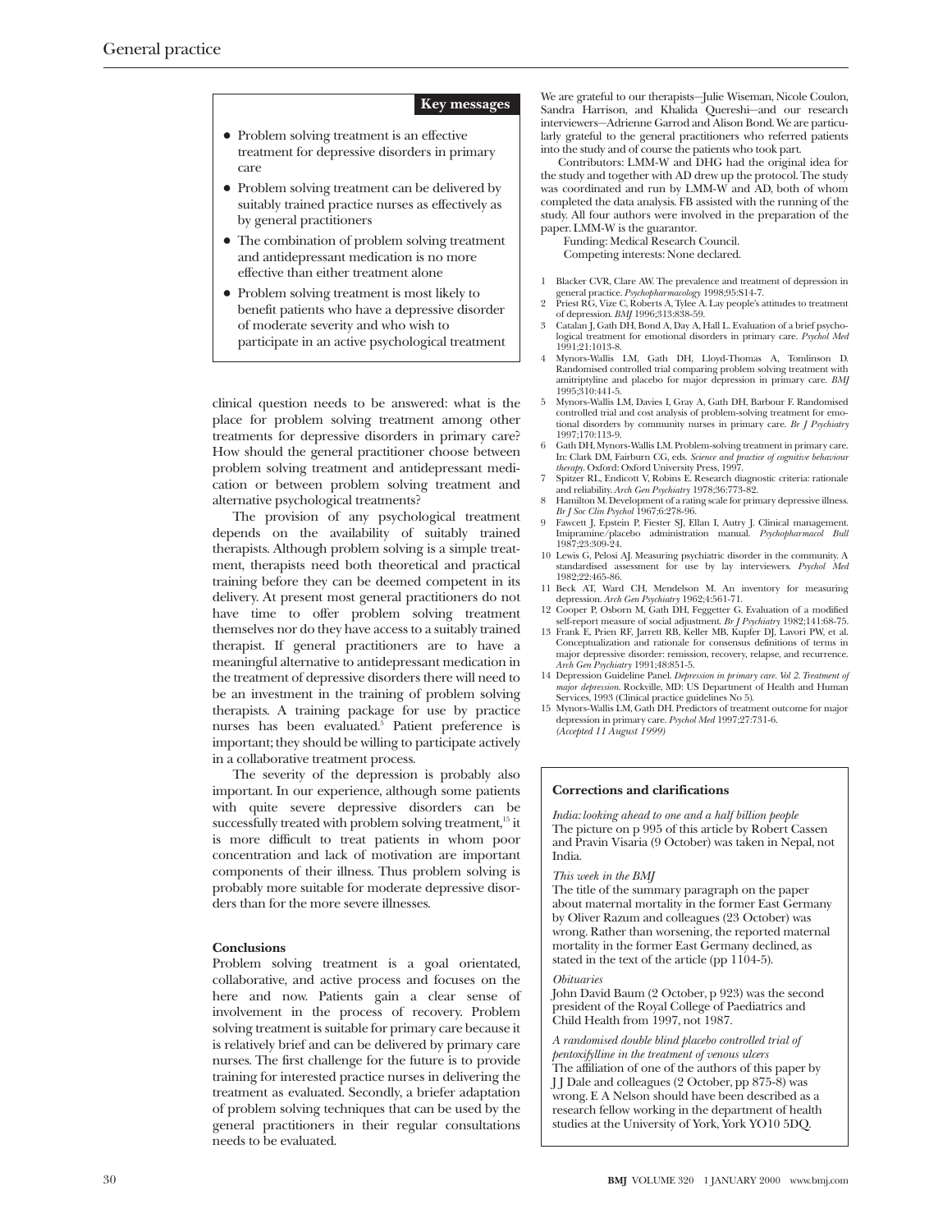**Key messages**

- Problem solving treatment is an effective treatment for depressive disorders in primary care
- Problem solving treatment can be delivered by suitably trained practice nurses as effectively as by general practitioners
- The combination of problem solving treatment and antidepressant medication is no more effective than either treatment alone
- Problem solving treatment is most likely to benefit patients who have a depressive disorder of moderate severity and who wish to participate in an active psychological treatment

clinical question needs to be answered: what is the place for problem solving treatment among other treatments for depressive disorders in primary care? How should the general practitioner choose between problem solving treatment and antidepressant medication or between problem solving treatment and alternative psychological treatments?

The provision of any psychological treatment depends on the availability of suitably trained therapists. Although problem solving is a simple treatment, therapists need both theoretical and practical training before they can be deemed competent in its delivery. At present most general practitioners do not have time to offer problem solving treatment themselves nor do they have access to a suitably trained therapist. If general practitioners are to have a meaningful alternative to antidepressant medication in the treatment of depressive disorders there will need to be an investment in the training of problem solving therapists. A training package for use by practice nurses has been evaluated.[5] Patient preference is important; they should be willing to participate actively in a collaborative treatment process.

The severity of the depression is probably also important. In our experience, although some patients with quite severe depressive disorders can be successfully treated with problem solving treatment,[15] it is more difficult to treat patients in whom poor concentration and lack of motivation are important components of their illness. Thus problem solving is probably more suitable for moderate depressive disorders than for the more severe illnesses.

### Conclusions

Problem solving treatment is a goal orientated, collaborative, and active process and focuses on the here and now. Patients gain a clear sense of involvement in the process of recovery. Problem solving treatment is suitable for primary care because it is relatively brief and can be delivered by primary care nurses. The first challenge for the future is to provide training for interested practice nurses in delivering the treatment as evaluated. Secondly, a briefer adaptation of problem solving techniques that can be used by the general practitioners in their regular consultations needs to be evaluated.

We are grateful to our therapists—Julie Wiseman, Nicole Coulon, Sandra Harrison, and Khalida Quereshi—and our research interviewers—Adrienne Garrod and Alison Bond. We are particularly grateful to the general practitioners who referred patients into the study and of course the patients who took part.

Contributors: LMM-W and DHG had the original idea for the study and together with AD drew up the protocol. The study was coordinated and run by LMM-W and AD, both of whom completed the data analysis. FB assisted with the running of the study. All four authors were involved in the preparation of the paper. LMM-W is the guarantor.

Funding: Medical Research Council.

Competing interests: None declared.

1. Blacker CVR, Clare AW. The prevalence and treatment of depression in general practice. *Psychopharmacology* 1998;95:S14-7.
2. Priest RG, Vize C, Roberts A, Tylee A. Lay people's attitudes to treatment of depression. *BMJ* 1996;313:838-59.
3. Catalan J, Gath DH, Bond A, Day A, Hall L. Evaluation of a brief psychological treatment for emotional disorders in primary care. *Psychol Med* 1991;21:1013-8.
4. Mynors-Wallis LM, Gath DH, Lloyd-Thomas A, Tomlinson D. Randomised controlled trial comparing problem solving treatment with amitriptyline and placebo for major depression in primary care. *BMJ* 1995;310:441-5.
5. Mynors-Wallis LM, Davies I, Gray A, Gath DH, Barbour F. Randomised controlled trial and cost analysis of problem-solving treatment for emotional disorders by community nurses in primary care. *Br J Psychiatry* 1997;170:113-9.
6. Gath DH, Mynors-Wallis LM. Problem-solving treatment in primary care. In: Clark DM, Fairburn CG, eds. *Science and practice of cognitive behaviour therapy*. Oxford: Oxford University Press, 1997.
7. Spitzer RL, Endicott V, Robins E. Research diagnostic criteria: rationale and reliability. *Arch Gen Psychiatry* 1978;36:773-82.
8. Hamilton M. Development of a rating scale for primary depressive illness. *Br J Soc Clin Psychol* 1967;6:278-96.
9. Fawcett J, Epstein P, Fiester SJ, Ellan I, Autry J. Clinical management. Imipramine/placebo administration manual. *Psychopharmacol Bull* 1987;23:309-24.
10. Lewis G, Pelosi AJ. Measuring psychiatric disorder in the community. A standardised assessment for use by lay interviewers. *Psychol Med* 1982;22:465-86.
11. Beck AT, Ward CH, Mendelson M. An inventory for measuring depression. *Arch Gen Psychiatry* 1962;4:561-71.
12. Cooper P, Osborn M, Gath DH, Feggetter G. Evaluation of a modified self-report measure of social adjustment. *Br J Psychiatry* 1982;141:68-75.
13. Frank E, Prien RF, Jarrett RB, Keller MB, Kupfer DJ, Lavori PW, et al. Conceptualization and rationale for consensus definitions of terms in major depressive disorder: remission, recovery, relapse, and recurrence. *Arch Gen Psychiatry* 1991;48:851-5.
14. Depression Guideline Panel. *Depression in primary care. Vol 2. Treatment of major depression*. Rockville, MD: US Department of Health and Human Services, 1993 (Clinical practice guidelines No 5).
15. Mynors-Wallis LM, Gath DH. Predictors of treatment outcome for major depression in primary care. *Psychol Med* 1997;27:731-6.

*(Accepted 11 August 1999)*

### Corrections and clarifications

*India: looking ahead to one and a half billion people*
The picture on p 995 of this article by Robert Cassen and Pravin Visaria (9 October) was taken in Nepal, not India.

*This week in the BMJ*
The title of the summary paragraph on the paper about maternal mortality in the former East Germany by Oliver Razum and colleagues (23 October) was wrong. Rather than worsening, the reported maternal mortality in the former East Germany declined, as stated in the text of the article (pp 1104-5).

*Obituaries*
John David Baum (2 October, p 923) was the second president of the Royal College of Paediatrics and Child Health from 1997, not 1987.

*A randomised double blind placebo controlled trial of pentoxifylline in the treatment of venous ulcers*
The affiliation of one of the authors of this paper by J J Dale and colleagues (2 October, pp 875-8) was wrong. E A Nelson should have been described as a research fellow working in the department of health studies at the University of York, York YO10 5DQ.